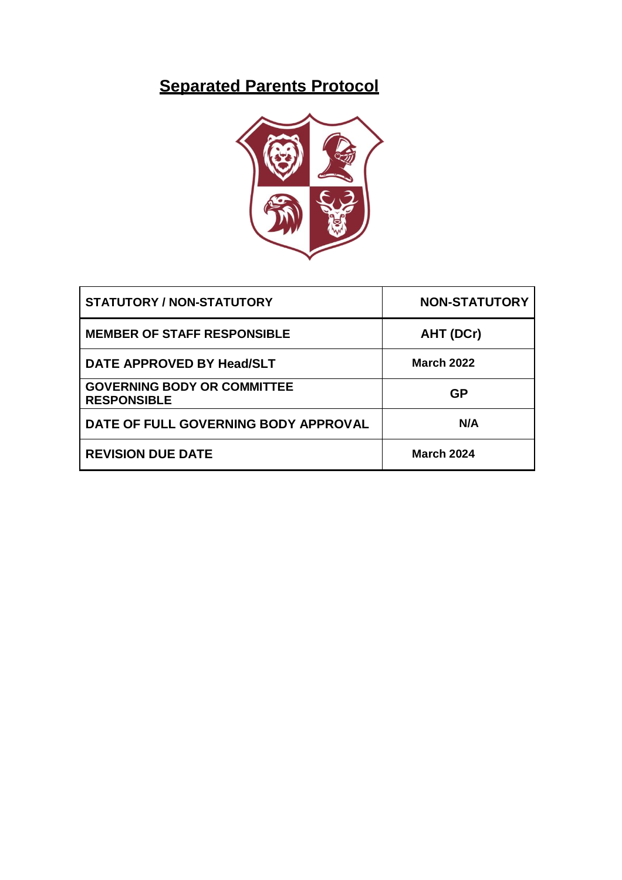# **Separated Parents Protocol**

| STATUTORY / NON-STATUTORY | NON-STATUTORY |
|---|---|
| MEMBER OF STAFF RESPONSIBLE | AHT (DCr) |
| DATE APPROVED BY Head/SLT | March 2022 |
| GOVERNING BODY OR COMMITTEE RESPONSIBLE | GP |
| DATE OF FULL GOVERNING BODY APPROVAL | N/A |
| REVISION DUE DATE | March 2024 |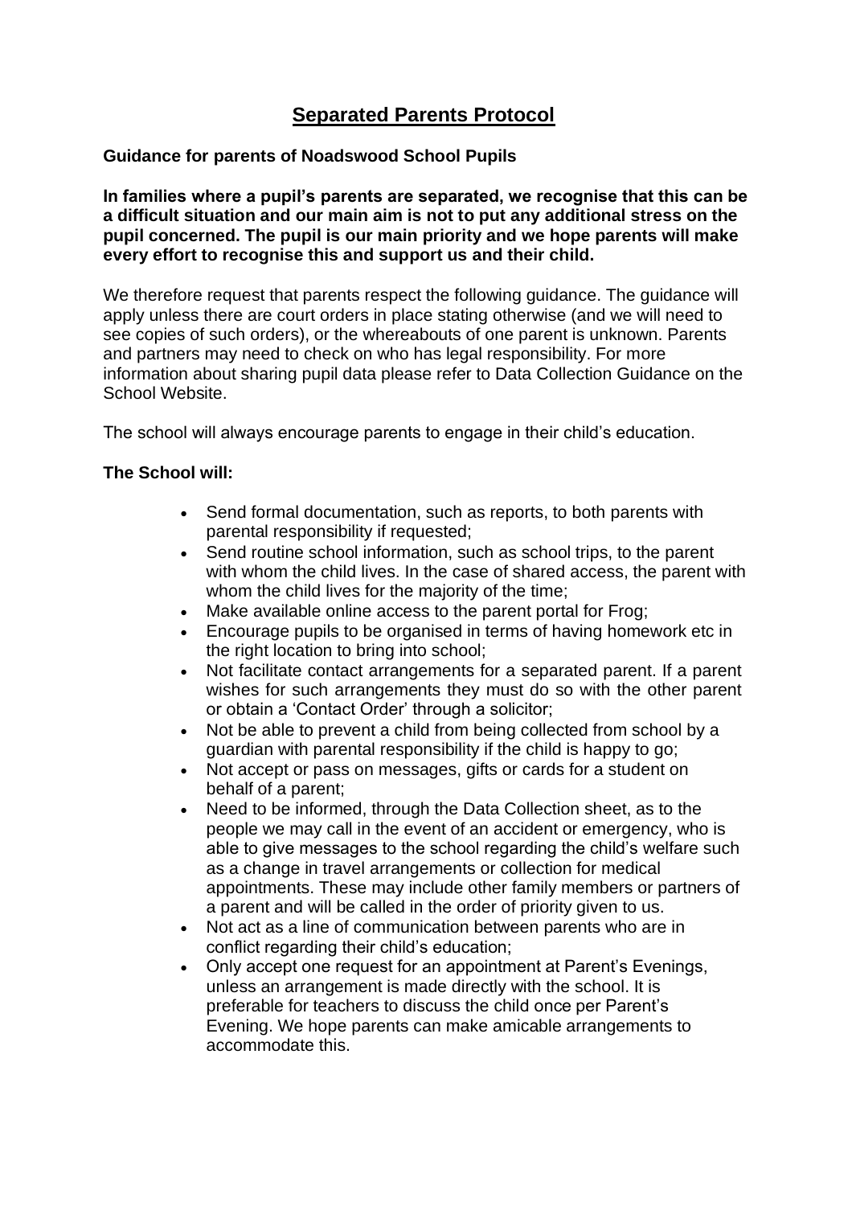# Separated Parents Protocol

**Guidance for parents of Noadswood School Pupils**

**In families where a pupil's parents are separated, we recognise that this can be a difficult situation and our main aim is not to put any additional stress on the pupil concerned. The pupil is our main priority and we hope parents will make every effort to recognise this and support us and their child.**

We therefore request that parents respect the following guidance. The guidance will apply unless there are court orders in place stating otherwise (and we will need to see copies of such orders), or the whereabouts of one parent is unknown. Parents and partners may need to check on who has legal responsibility. For more information about sharing pupil data please refer to Data Collection Guidance on the School Website.

The school will always encourage parents to engage in their child's education.

**The School will:**

- Send formal documentation, such as reports, to both parents with parental responsibility if requested;
- Send routine school information, such as school trips, to the parent with whom the child lives. In the case of shared access, the parent with whom the child lives for the majority of the time;
- Make available online access to the parent portal for Frog;
- Encourage pupils to be organised in terms of having homework etc in the right location to bring into school;
- Not facilitate contact arrangements for a separated parent. If a parent wishes for such arrangements they must do so with the other parent or obtain a 'Contact Order' through a solicitor;
- Not be able to prevent a child from being collected from school by a guardian with parental responsibility if the child is happy to go;
- Not accept or pass on messages, gifts or cards for a student on behalf of a parent;
- Need to be informed, through the Data Collection sheet, as to the people we may call in the event of an accident or emergency, who is able to give messages to the school regarding the child's welfare such as a change in travel arrangements or collection for medical appointments. These may include other family members or partners of a parent and will be called in the order of priority given to us.
- Not act as a line of communication between parents who are in conflict regarding their child's education;
- Only accept one request for an appointment at Parent's Evenings, unless an arrangement is made directly with the school. It is preferable for teachers to discuss the child once per Parent's Evening. We hope parents can make amicable arrangements to accommodate this.